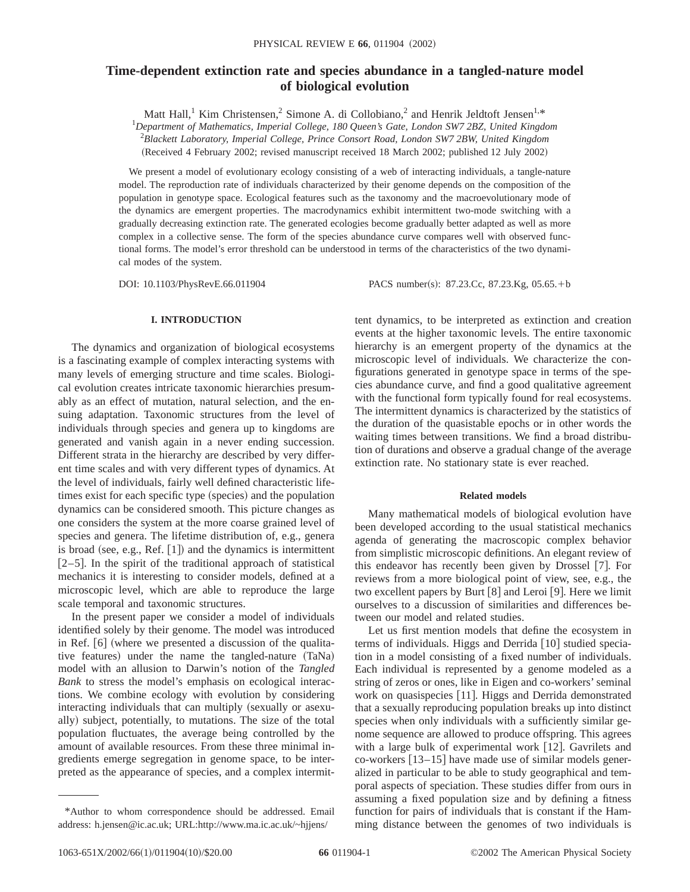# Time-dependent extinction rate and species abundance in a tangled-nature model of biological evolution

Matt Hall,[1] Kim Christensen,[2] Simone A. di Collobiano,[2] and Henrik Jeldtoft Jensen[1,*]

[1]*Department of Mathematics, Imperial College, 180 Queen's Gate, London SW7 2BZ, United Kingdom*
[2]*Blackett Laboratory, Imperial College, Prince Consort Road, London SW7 2BW, United Kingdom*

(Received 4 February 2002; revised manuscript received 18 March 2002; published 12 July 2002)

We present a model of evolutionary ecology consisting of a web of interacting individuals, a tangle-nature model. The reproduction rate of individuals characterized by their genome depends on the composition of the population in genotype space. Ecological features such as the taxonomy and the macroevolutionary mode of the dynamics are emergent properties. The macrodynamics exhibit intermittent two-mode switching with a gradually decreasing extinction rate. The generated ecologies become gradually better adapted as well as more complex in a collective sense. The form of the species abundance curve compares well with observed functional forms. The model's error threshold can be understood in terms of the characteristics of the two dynamical modes of the system.

DOI: 10.1103/PhysRevE.66.011904 PACS number(s): 87.23.Cc, 87.23.Kg, 05.65.+b

## I. INTRODUCTION

The dynamics and organization of biological ecosystems is a fascinating example of complex interacting systems with many levels of emerging structure and time scales. Biological evolution creates intricate taxonomic hierarchies presumably as an effect of mutation, natural selection, and the ensuing adaptation. Taxonomic structures from the level of individuals through species and genera up to kingdoms are generated and vanish again in a never ending succession. Different strata in the hierarchy are described by very different time scales and with very different types of dynamics. At the level of individuals, fairly well defined characteristic lifetimes exist for each specific type (species) and the population dynamics can be considered smooth. This picture changes as one considers the system at the more coarse grained level of species and genera. The lifetime distribution of, e.g., genera is broad (see, e.g., Ref. [1]) and the dynamics is intermittent [2–5]. In the spirit of the traditional approach of statistical mechanics it is interesting to consider models, defined at a microscopic level, which are able to reproduce the large scale temporal and taxonomic structures.

In the present paper we consider a model of individuals identified solely by their genome. The model was introduced in Ref. [6] (where we presented a discussion of the qualitative features) under the name the tangled-nature (TaNa) model with an allusion to Darwin's notion of the *Tangled Bank* to stress the model's emphasis on ecological interactions. We combine ecology with evolution by considering interacting individuals that can multiply (sexually or asexually) subject, potentially, to mutations. The size of the total population fluctuates, the average being controlled by the amount of available resources. From these three minimal ingredients emerge segregation in genome space, to be interpreted as the appearance of species, and a complex intermittent dynamics, to be interpreted as extinction and creation events at the higher taxonomic levels. The entire taxonomic hierarchy is an emergent property of the dynamics at the microscopic level of individuals. We characterize the configurations generated in genotype space in terms of the species abundance curve, and find a good qualitative agreement with the functional form typically found for real ecosystems. The intermittent dynamics is characterized by the statistics of the duration of the quasistable epochs or in other words the waiting times between transitions. We find a broad distribution of durations and observe a gradual change of the average extinction rate. No stationary state is ever reached.

### Related models

Many mathematical models of biological evolution have been developed according to the usual statistical mechanics agenda of generating the macroscopic complex behavior from simplistic microscopic definitions. An elegant review of this endeavor has recently been given by Drossel [7]. For reviews from a more biological point of view, see, e.g., the two excellent papers by Burt [8] and Leroi [9]. Here we limit ourselves to a discussion of similarities and differences between our model and related studies.

Let us first mention models that define the ecosystem in terms of individuals. Higgs and Derrida [10] studied speciation in a model consisting of a fixed number of individuals. Each individual is represented by a genome modeled as a string of zeros or ones, like in Eigen and co-workers' seminal work on quasispecies [11]. Higgs and Derrida demonstrated that a sexually reproducing population breaks up into distinct species when only individuals with a sufficiently similar genome sequence are allowed to produce offspring. This agrees with a large bulk of experimental work [12]. Gavrilets and co-workers [13–15] have made use of similar models generalized in particular to be able to study geographical and temporal aspects of speciation. These studies differ from ours in assuming a fixed population size and by defining a fitness function for pairs of individuals that is constant if the Hamming distance between the genomes of two individuals is

*Author to whom correspondence should be addressed. Email address: h.jensen@ic.ac.uk; URL:http://www.ma.ic.ac.uk/~hjjens/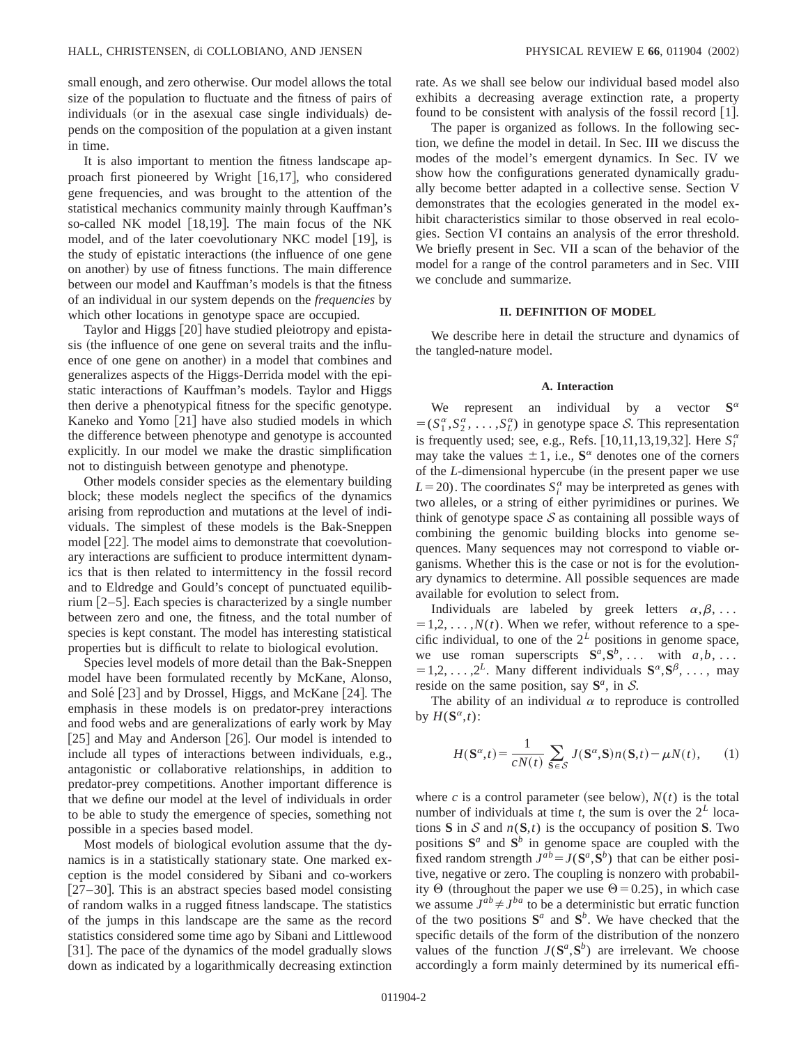small enough, and zero otherwise. Our model allows the total size of the population to fluctuate and the fitness of pairs of individuals (or in the asexual case single individuals) depends on the composition of the population at a given instant in time.

It is also important to mention the fitness landscape approach first pioneered by Wright [16,17], who considered gene frequencies, and was brought to the attention of the statistical mechanics community mainly through Kauffman's so-called NK model [18,19]. The main focus of the NK model, and of the later coevolutionary NKC model [19], is the study of epistatic interactions (the influence of one gene on another) by use of fitness functions. The main difference between our model and Kauffman's models is that the fitness of an individual in our system depends on the *frequencies* by which other locations in genotype space are occupied.

Taylor and Higgs [20] have studied pleiotropy and epistasis (the influence of one gene on several traits and the influence of one gene on another) in a model that combines and generalizes aspects of the Higgs-Derrida model with the epistatic interactions of Kauffman's models. Taylor and Higgs then derive a phenotypical fitness for the specific genotype. Kaneko and Yomo [21] have also studied models in which the difference between phenotype and genotype is accounted explicitly. In our model we make the drastic simplification not to distinguish between genotype and phenotype.

Other models consider species as the elementary building block; these models neglect the specifics of the dynamics arising from reproduction and mutations at the level of individuals. The simplest of these models is the Bak-Sneppen model [22]. The model aims to demonstrate that coevolutionary interactions are sufficient to produce intermittent dynamics that is then related to intermittency in the fossil record and to Eldredge and Gould's concept of punctuated equilibrium [2–5]. Each species is characterized by a single number between zero and one, the fitness, and the total number of species is kept constant. The model has interesting statistical properties but is difficult to relate to biological evolution.

Species level models of more detail than the Bak-Sneppen model have been formulated recently by McKane, Alonso, and Solé [23] and by Drossel, Higgs, and McKane [24]. The emphasis in these models is on predator-prey interactions and food webs and are generalizations of early work by May [25] and May and Anderson [26]. Our model is intended to include all types of interactions between individuals, e.g., antagonistic or collaborative relationships, in addition to predator-prey competitions. Another important difference is that we define our model at the level of individuals in order to be able to study the emergence of species, something not possible in a species based model.

Most models of biological evolution assume that the dynamics is in a statistically stationary state. One marked exception is the model considered by Sibani and co-workers [27–30]. This is an abstract species based model consisting of random walks in a rugged fitness landscape. The statistics of the jumps in this landscape are the same as the record statistics considered some time ago by Sibani and Littlewood [31]. The pace of the dynamics of the model gradually slows down as indicated by a logarithmically decreasing extinction rate. As we shall see below our individual based model also exhibits a decreasing average extinction rate, a property found to be consistent with analysis of the fossil record [1].

The paper is organized as follows. In the following section, we define the model in detail. In Sec. III we discuss the modes of the model's emergent dynamics. In Sec. IV we show how the configurations generated dynamically gradually become better adapted in a collective sense. Section V demonstrates that the ecologies generated in the model exhibit characteristics similar to those observed in real ecologies. Section VI contains an analysis of the error threshold. We briefly present in Sec. VII a scan of the behavior of the model for a range of the control parameters and in Sec. VIII we conclude and summarize.

## II. DEFINITION OF MODEL

We describe here in detail the structure and dynamics of the tangled-nature model.

### A. Interaction

We represent an individual by a vector $\mathbf{S}^\alpha = (S_1^\alpha, S_2^\alpha, \ldots, S_L^\alpha)$ in genotype space $\mathcal{S}$. This representation is frequently used; see, e.g., Refs. [10,11,13,19,32]. Here $S_i^\alpha$ may take the values $\pm 1$, i.e., $\mathbf{S}^\alpha$ denotes one of the corners of the $L$-dimensional hypercube (in the present paper we use $L=20$). The coordinates $S_i^\alpha$ may be interpreted as genes with two alleles, or a string of either pyrimidines or purines. We think of genotype space $\mathcal{S}$ as containing all possible ways of combining the genomic building blocks into genome sequences. Many sequences may not correspond to viable organisms. Whether this is the case or not is for the evolutionary dynamics to determine. All possible sequences are made available for evolution to select from.

Individuals are labeled by greek letters $\alpha, \beta, \ldots = 1, 2, \ldots, N(t)$. When we refer, without reference to a specific individual, to one of the $2^L$ positions in genome space, we use roman superscripts $\mathbf{S}^a, \mathbf{S}^b, \ldots$ with $a, b, \ldots = 1, 2, \ldots, 2^L$. Many different individuals $\mathbf{S}^\alpha, \mathbf{S}^\beta, \ldots,$ may reside on the same position, say $\mathbf{S}^a$, in $\mathcal{S}$.

The ability of an individual $\alpha$ to reproduce is controlled by $H(\mathbf{S}^\alpha, t)$:

$$H(\mathbf{S}^\alpha, t) = \frac{1}{cN(t)} \sum_{\mathbf{S} \in \mathcal{S}} J(\mathbf{S}^\alpha, \mathbf{S}) n(\mathbf{S}, t) - \mu N(t), \tag{1}$$

where $c$ is a control parameter (see below), $N(t)$ is the total number of individuals at time $t$, the sum is over the $2^L$ locations $\mathbf{S}$ in $\mathcal{S}$ and $n(\mathbf{S}, t)$ is the occupancy of position $\mathbf{S}$. Two positions $\mathbf{S}^a$ and $\mathbf{S}^b$ in genome space are coupled with the fixed random strength $J^{ab} = J(\mathbf{S}^a, \mathbf{S}^b)$ that can be either positive, negative or zero. The coupling is nonzero with probability $\Theta$ (throughout the paper we use $\Theta = 0.25$), in which case we assume $J^{ab} \neq J^{ba}$ to be a deterministic but erratic function of the two positions $\mathbf{S}^a$ and $\mathbf{S}^b$. We have checked that the specific details of the form of the distribution of the nonzero values of the function $J(\mathbf{S}^a, \mathbf{S}^b)$ are irrelevant. We choose accordingly a form mainly determined by its numerical effi-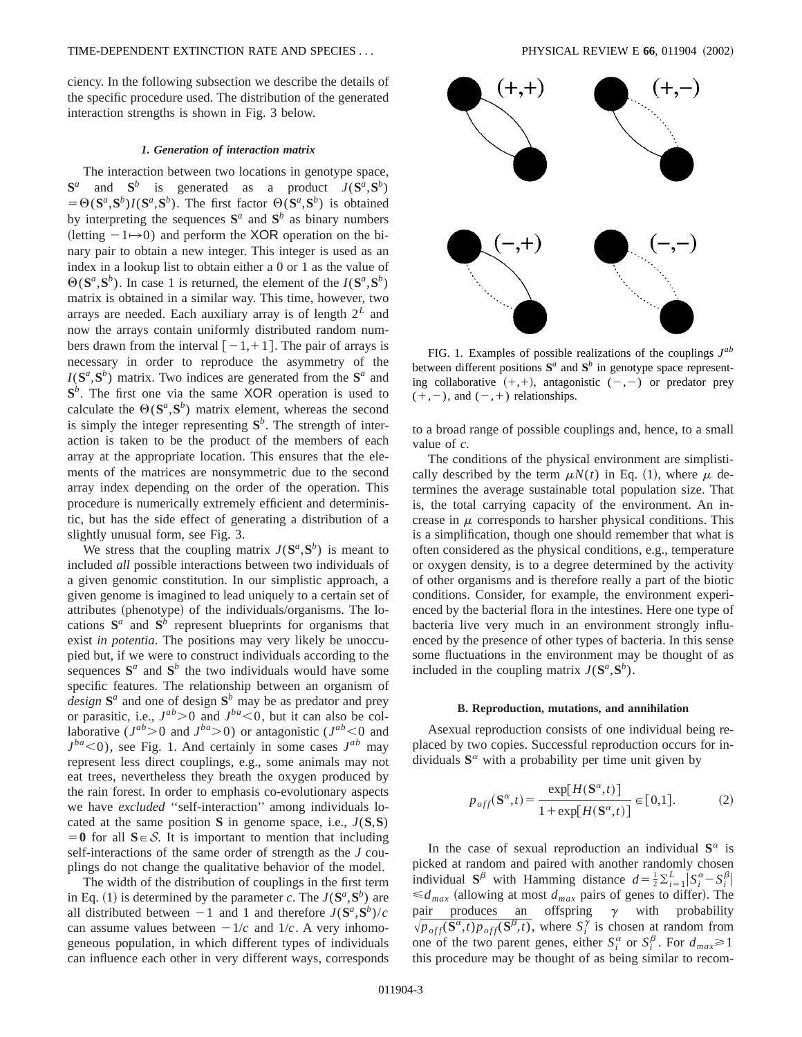ciency. In the following subsection we describe the details of the specific procedure used. The distribution of the generated interaction strengths is shown in Fig. 3 below.

#### *1. Generation of interaction matrix*

The interaction between two locations in genotype space, $\mathbf{S}^a$ and $\mathbf{S}^b$ is generated as a product $J(\mathbf{S}^a,\mathbf{S}^b) = \Theta(\mathbf{S}^a,\mathbf{S}^b)I(\mathbf{S}^a,\mathbf{S}^b)$. The first factor $\Theta(\mathbf{S}^a,\mathbf{S}^b)$ is obtained by interpreting the sequences $\mathbf{S}^a$ and $\mathbf{S}^b$ as binary numbers (letting $-1\mapsto 0$) and perform the XOR operation on the binary pair to obtain a new integer. This integer is used as an index in a lookup list to obtain either a 0 or 1 as the value of $\Theta(\mathbf{S}^a,\mathbf{S}^b)$. In case 1 is returned, the element of the $I(\mathbf{S}^a,\mathbf{S}^b)$ matrix is obtained in a similar way. This time, however, two arrays are needed. Each auxiliary array is of length $2^L$ and now the arrays contain uniformly distributed random numbers drawn from the interval $[-1,+1]$. The pair of arrays is necessary in order to reproduce the asymmetry of the $I(\mathbf{S}^a,\mathbf{S}^b)$ matrix. Two indices are generated from the $\mathbf{S}^a$ and $\mathbf{S}^b$. The first one via the same XOR operation is used to calculate the $\Theta(\mathbf{S}^a,\mathbf{S}^b)$ matrix element, whereas the second is simply the integer representing $\mathbf{S}^b$. The strength of interaction is taken to be the product of the members of each array at the appropriate location. This ensures that the elements of the matrices are nonsymmetric due to the second array index depending on the order of the operation. This procedure is numerically extremely efficient and deterministic, but has the side effect of generating a distribution of a slightly unusual form, see Fig. 3.

We stress that the coupling matrix $J(\mathbf{S}^a,\mathbf{S}^b)$ is meant to included *all* possible interactions between two individuals of a given genomic constitution. In our simplistic approach, a given genome is imagined to lead uniquely to a certain set of attributes (phenotype) of the individuals/organisms. The locations $\mathbf{S}^a$ and $\mathbf{S}^b$ represent blueprints for organisms that exist *in potentia*. The positions may very likely be unoccupied but, if we were to construct individuals according to the sequences $\mathbf{S}^a$ and $\mathbf{S}^b$ the two individuals would have some specific features. The relationship between an organism of *design* $\mathbf{S}^a$ and one of design $\mathbf{S}^b$ may be as predator and prey or parasitic, i.e., $J^{ab}>0$ and $J^{ba}<0$, but it can also be collaborative ($J^{ab}>0$ and $J^{ba}>0$) or antagonistic ($J^{ab}<0$ and $J^{ba}<0$), see Fig. 1. And certainly in some cases $J^{ab}$ may represent less direct couplings, e.g., some animals may not eat trees, nevertheless they breath the oxygen produced by the rain forest. In order to emphasis co-evolutionary aspects we have *excluded* "self-interaction" among individuals located at the same position $\mathbf{S}$ in genome space, i.e., $J(\mathbf{S},\mathbf{S}) = \mathbf{0}$ for all $\mathbf{S}\in\mathcal{S}$. It is important to mention that including self-interactions of the same order of strength as the $J$ couplings do not change the qualitative behavior of the model.

The width of the distribution of couplings in the first term in Eq. (1) is determined by the parameter $c$. The $J(\mathbf{S}^a,\mathbf{S}^b)$ are all distributed between $-1$ and 1 and therefore $J(\mathbf{S}^a,\mathbf{S}^b)/c$ can assume values between $-1/c$ and $1/c$. A very inhomogeneous population, in which different types of individuals can influence each other in very different ways, corresponds

(+,+)

(+,−)

(−,+)

(−,−)

FIG. 1. Examples of possible realizations of the couplings $J^{ab}$ between different positions $\mathbf{S}^a$ and $\mathbf{S}^b$ in genotype space representing collaborative $(+,+)$, antagonistic $(-,-)$ or predator prey $(+,-)$, and $(-,+)$ relationships.

to a broad range of possible couplings and, hence, to a small value of $c$.

The conditions of the physical environment are simplistically described by the term $\mu N(t)$ in Eq. (1), where $\mu$ determines the average sustainable total population size. That is, the total carrying capacity of the environment. An increase in $\mu$ corresponds to harsher physical conditions. This is a simplification, though one should remember that what is often considered as the physical conditions, e.g., temperature or oxygen density, is to a degree determined by the activity of other organisms and is therefore really a part of the biotic conditions. Consider, for example, the environment experienced by the bacterial flora in the intestines. Here one type of bacteria live very much in an environment strongly influenced by the presence of other types of bacteria. In this sense some fluctuations in the environment may be thought of as included in the coupling matrix $J(\mathbf{S}^a,\mathbf{S}^b)$.

### B. Reproduction, mutations, and annihilation

Asexual reproduction consists of one individual being replaced by two copies. Successful reproduction occurs for individuals $\mathbf{S}^\alpha$ with a probability per time unit given by

$$p_{off}(\mathbf{S}^\alpha,t) = \frac{\exp[H(\mathbf{S}^\alpha,t)]}{1+\exp[H(\mathbf{S}^\alpha,t)]} \in [0,1]. \tag{2}$$

In the case of sexual reproduction an individual $\mathbf{S}^\alpha$ is picked at random and paired with another randomly chosen individual $\mathbf{S}^\beta$ with Hamming distance $d = \frac{1}{2}\sum_{i=1}^{L}|S_i^\alpha - S_i^\beta| \le d_{max}$ (allowing at most $d_{max}$ pairs of genes to differ). The pair produces an offspring $\gamma$ with probability $\sqrt{p_{off}(\mathbf{S}^\alpha,t)p_{off}(\mathbf{S}^\beta,t)}$, where $S_i^\gamma$ is chosen at random from one of the two parent genes, either $S_i^\alpha$ or $S_i^\beta$. For $d_{max}\ge 1$ this procedure may be thought of as being similar to recom-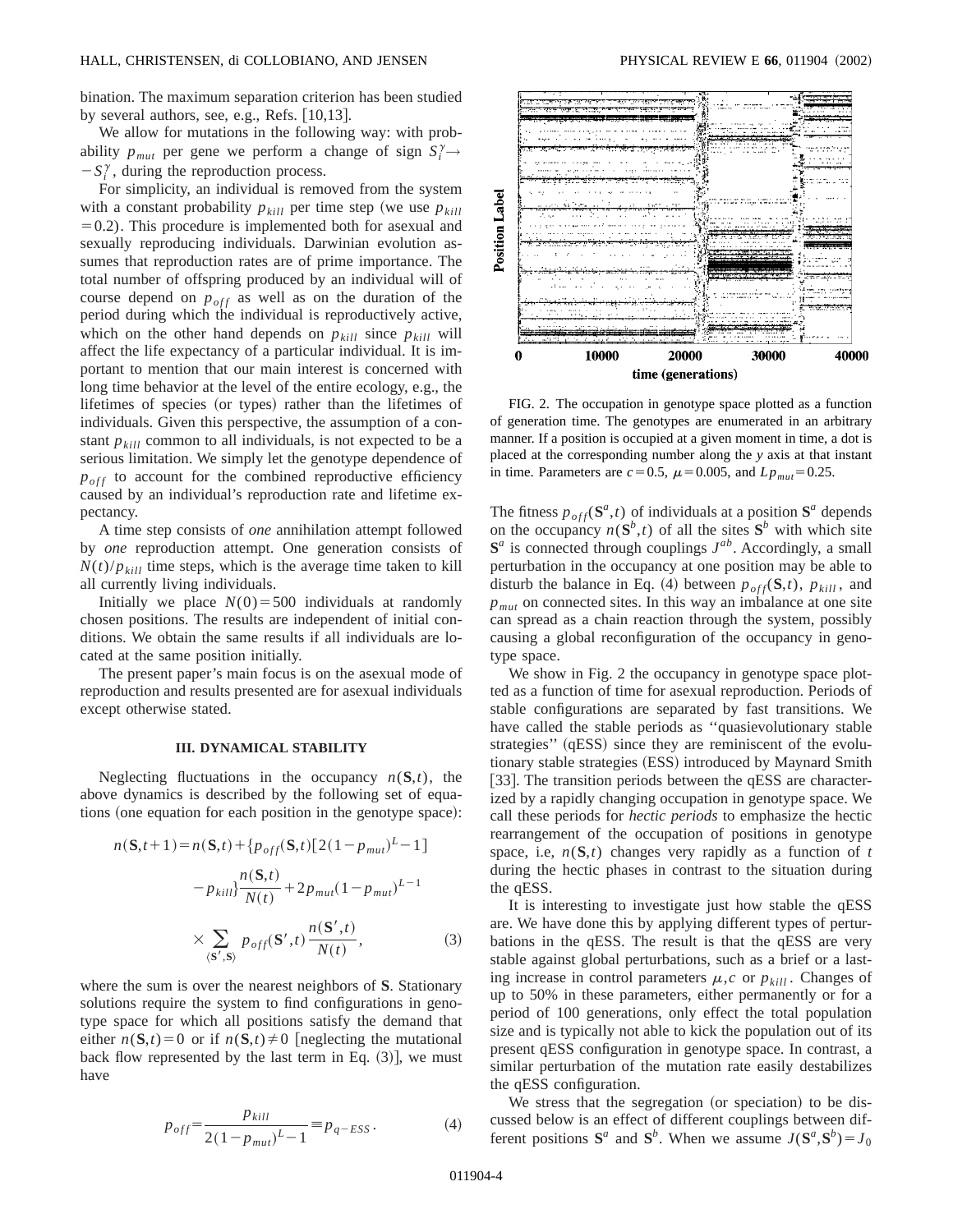bination. The maximum separation criterion has been studied by several authors, see, e.g., Refs. [10,13].

We allow for mutations in the following way: with probability $p_{mut}$ per gene we perform a change of sign $S_i^\gamma \rightarrow -S_i^\gamma$, during the reproduction process.

For simplicity, an individual is removed from the system with a constant probability $p_{kill}$ per time step (we use $p_{kill} = 0.2$). This procedure is implemented both for asexual and sexually reproducing individuals. Darwinian evolution assumes that reproduction rates are of prime importance. The total number of offspring produced by an individual will of course depend on $p_{off}$ as well as on the duration of the period during which the individual is reproductively active, which on the other hand depends on $p_{kill}$ since $p_{kill}$ will affect the life expectancy of a particular individual. It is important to mention that our main interest is concerned with long time behavior at the level of the entire ecology, e.g., the lifetimes of species (or types) rather than the lifetimes of individuals. Given this perspective, the assumption of a constant $p_{kill}$ common to all individuals, is not expected to be a serious limitation. We simply let the genotype dependence of $p_{off}$ to account for the combined reproductive efficiency caused by an individual's reproduction rate and lifetime expectancy.

A time step consists of *one* annihilation attempt followed by *one* reproduction attempt. One generation consists of $N(t)/p_{kill}$ time steps, which is the average time taken to kill all currently living individuals.

Initially we place $N(0) = 500$ individuals at randomly chosen positions. The results are independent of initial conditions. We obtain the same results if all individuals are located at the same position initially.

The present paper's main focus is on the asexual mode of reproduction and results presented are for asexual individuals except otherwise stated.

### III. DYNAMICAL STABILITY

Neglecting fluctuations in the occupancy $n(\mathbf{S},t)$, the above dynamics is described by the following set of equations (one equation for each position in the genotype space):

$$n(\mathbf{S},t+1) = n(\mathbf{S},t) + \{p_{off}(\mathbf{S},t)[2(1-p_{mut})^L - 1] - p_{kill}\}\frac{n(\mathbf{S},t)}{N(t)} + 2p_{mut}(1-p_{mut})^{L-1} \times \sum_{\langle \mathbf{S}',\mathbf{S}\rangle} p_{off}(\mathbf{S}',t)\frac{n(\mathbf{S}',t)}{N(t)}, \tag{3}$$

where the sum is over the nearest neighbors of $\mathbf{S}$. Stationary solutions require the system to find configurations in genotype space for which all positions satisfy the demand that either $n(\mathbf{S},t) = 0$ or if $n(\mathbf{S},t) \neq 0$ [neglecting the mutational back flow represented by the last term in Eq. (3)], we must have

$$p_{off} = \frac{p_{kill}}{2(1-p_{mut})^L - 1} \equiv p_{q-ESS}. \tag{4}$$

Position Label

0 10000 20000 30000 40000

time (generations)

FIG. 2. The occupation in genotype space plotted as a function of generation time. The genotypes are enumerated in an arbitrary manner. If a position is occupied at a given moment in time, a dot is placed at the corresponding number along the $y$ axis at that instant in time. Parameters are $c = 0.5$, $\mu = 0.005$, and $Lp_{mut} = 0.25$.

The fitness $p_{off}(\mathbf{S}^a,t)$ of individuals at a position $\mathbf{S}^a$ depends on the occupancy $n(\mathbf{S}^b,t)$ of all the sites $\mathbf{S}^b$ with which site $\mathbf{S}^a$ is connected through couplings $J^{ab}$. Accordingly, a small perturbation in the occupancy at one position may be able to disturb the balance in Eq. (4) between $p_{off}(\mathbf{S},t)$, $p_{kill}$, and $p_{mut}$ on connected sites. In this way an imbalance at one site can spread as a chain reaction through the system, possibly causing a global reconfiguration of the occupancy in genotype space.

We show in Fig. 2 the occupancy in genotype space plotted as a function of time for asexual reproduction. Periods of stable configurations are separated by fast transitions. We have called the stable periods as "quasievolutionary stable strategies" (qESS) since they are reminiscent of the evolutionary stable strategies (ESS) introduced by Maynard Smith [33]. The transition periods between the qESS are characterized by a rapidly changing occupation in genotype space. We call these periods for *hectic periods* to emphasize the hectic rearrangement of the occupation of positions in genotype space, i.e, $n(\mathbf{S},t)$ changes very rapidly as a function of $t$ during the hectic phases in contrast to the situation during the qESS.

It is interesting to investigate just how stable the qESS are. We have done this by applying different types of perturbations in the qESS. The result is that the qESS are very stable against global perturbations, such as a brief or a lasting increase in control parameters $\mu, c$ or $p_{kill}$. Changes of up to 50% in these parameters, either permanently or for a period of 100 generations, only effect the total population size and is typically not able to kick the population out of its present qESS configuration in genotype space. In contrast, a similar perturbation of the mutation rate easily destabilizes the qESS configuration.

We stress that the segregation (or speciation) to be discussed below is an effect of different couplings between different positions $\mathbf{S}^a$ and $\mathbf{S}^b$. When we assume $J(\mathbf{S}^a,\mathbf{S}^b) = J_0$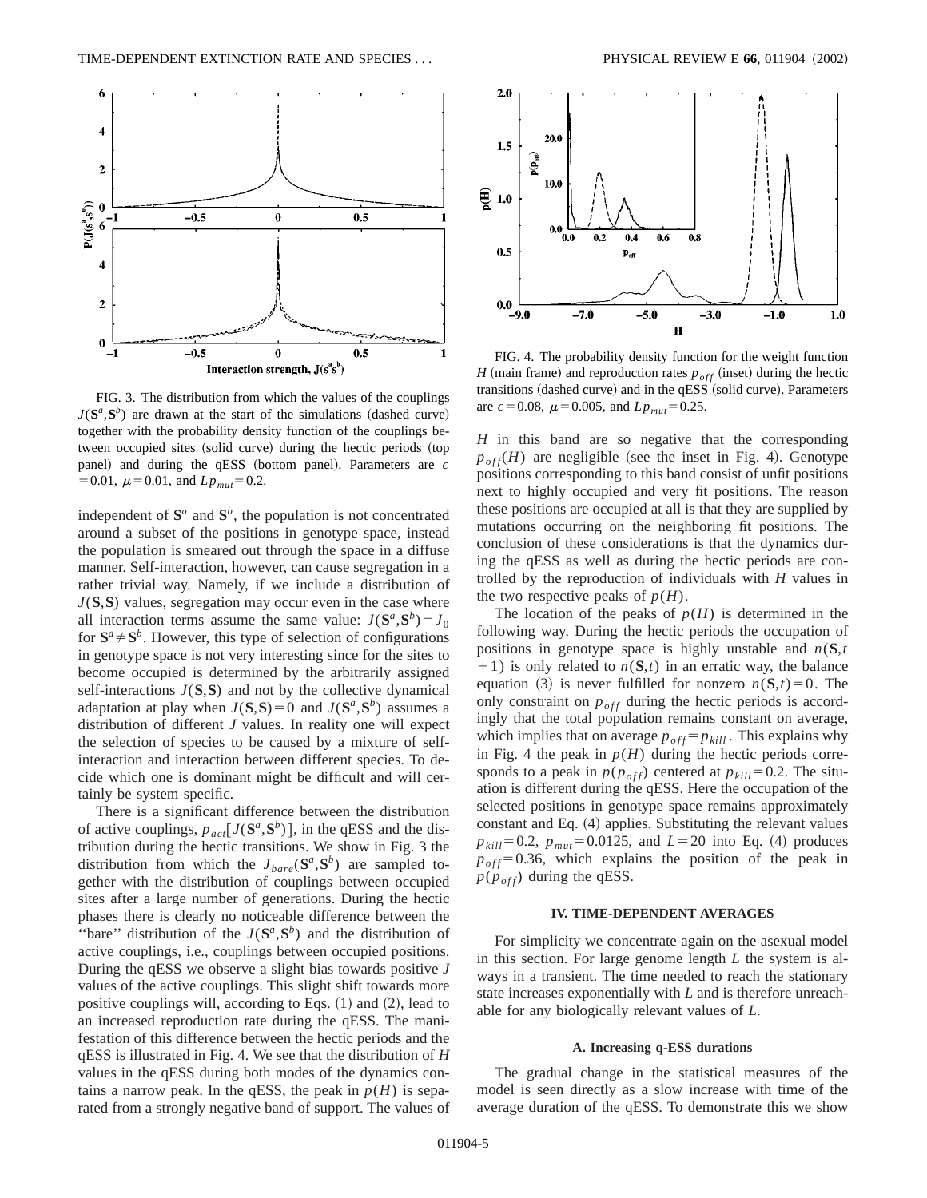6

4

2

0

−1 −0.5 0 0.5 1

6

4

2

0

−1 −0.5 0 0.5 1

Interaction strength, $J(s^a s^b)$

$P(J(s^a,s^b))$

FIG. 3. The distribution from which the values of the couplings $J(\mathbf{S}^a,\mathbf{S}^b)$ are drawn at the start of the simulations (dashed curve) together with the probability density function of the couplings between occupied sites (solid curve) during the hectic periods (top panel) and during the qESS (bottom panel). Parameters are $c=0.01$, $\mu=0.01$, and $Lp_{mut}=0.2$.

2.0

1.5

1.0

0.5

0.0

−9.0 −7.0 −5.0 −3.0 −1.0 1.0

H

p(H)

20.0

10.0

0.0

0.0 0.2 0.4 0.6 0.8

$p_{off}$

$p(p_{off})$

FIG. 4. The probability density function for the weight function $H$ (main frame) and reproduction rates $p_{off}$ (inset) during the hectic transitions (dashed curve) and in the qESS (solid curve). Parameters are $c=0.08$, $\mu=0.005$, and $Lp_{mut}=0.25$.

independent of $\mathbf{S}^a$ and $\mathbf{S}^b$, the population is not concentrated around a subset of the positions in genotype space, instead the population is smeared out through the space in a diffuse manner. Self-interaction, however, can cause segregation in a rather trivial way. Namely, if we include a distribution of $J(\mathbf{S},\mathbf{S})$ values, segregation may occur even in the case where all interaction terms assume the same value: $J(\mathbf{S}^a,\mathbf{S}^b)=J_0$ for $\mathbf{S}^a \neq \mathbf{S}^b$. However, this type of selection of configurations in genotype space is not very interesting since for the sites to become occupied is determined by the arbitrarily assigned self-interactions $J(\mathbf{S},\mathbf{S})$ and not by the collective dynamical adaptation at play when $J(\mathbf{S},\mathbf{S})=0$ and $J(\mathbf{S}^a,\mathbf{S}^b)$ assumes a distribution of different $J$ values. In reality one will expect the selection of species to be caused by a mixture of self-interaction and interaction between different species. To decide which one is dominant might be difficult and will certainly be system specific.

There is a significant difference between the distribution of active couplings, $p_{act}[J(\mathbf{S}^a,\mathbf{S}^b)]$, in the qESS and the distribution during the hectic transitions. We show in Fig. 3 the distribution from which the $J_{bare}(\mathbf{S}^a,\mathbf{S}^b)$ are sampled together with the distribution of couplings between occupied sites after a large number of generations. During the hectic phases there is clearly no noticeable difference between the "bare" distribution of the $J(\mathbf{S}^a,\mathbf{S}^b)$ and the distribution of active couplings, i.e., couplings between occupied positions. During the qESS we observe a slight bias towards positive $J$ values of the active couplings. This slight shift towards more positive couplings will, according to Eqs. (1) and (2), lead to an increased reproduction rate during the qESS. The manifestation of this difference between the hectic periods and the qESS is illustrated in Fig. 4. We see that the distribution of $H$ values in the qESS during both modes of the dynamics contains a narrow peak. In the qESS, the peak in $p(H)$ is separated from a strongly negative band of support. The values of $H$ in this band are so negative that the corresponding $p_{off}(H)$ are negligible (see the inset in Fig. 4). Genotype positions corresponding to this band consist of unfit positions next to highly occupied and very fit positions. The reason these positions are occupied at all is that they are supplied by mutations occurring on the neighboring fit positions. The conclusion of these considerations is that the dynamics during the qESS as well as during the hectic periods are controlled by the reproduction of individuals with $H$ values in the two respective peaks of $p(H)$.

The location of the peaks of $p(H)$ is determined in the following way. During the hectic periods the occupation of positions in genotype space is highly unstable and $n(\mathbf{S},t+1)$ is only related to $n(\mathbf{S},t)$ in an erratic way, the balance equation (3) is never fulfilled for nonzero $n(\mathbf{S},t)=0$. The only constraint on $p_{off}$ during the hectic periods is accordingly that the total population remains constant on average, which implies that on average $p_{off}=p_{kill}$. This explains why in Fig. 4 the peak in $p(H)$ during the hectic periods corresponds to a peak in $p(p_{off})$ centered at $p_{kill}=0.2$. The situation is different during the qESS. Here the occupation of the selected positions in genotype space remains approximately constant and Eq. (4) applies. Substituting the relevant values $p_{kill}=0.2$, $p_{mut}=0.0125$, and $L=20$ into Eq. (4) produces $p_{off}=0.36$, which explains the position of the peak in $p(p_{off})$ during the qESS.

## IV. TIME-DEPENDENT AVERAGES

For simplicity we concentrate again on the asexual model in this section. For large genome length $L$ the system is always in a transient. The time needed to reach the stationary state increases exponentially with $L$ and is therefore unreachable for any biologically relevant values of $L$.

### A. Increasing q-ESS durations

The gradual change in the statistical measures of the model is seen directly as a slow increase with time of the average duration of the qESS. To demonstrate this we show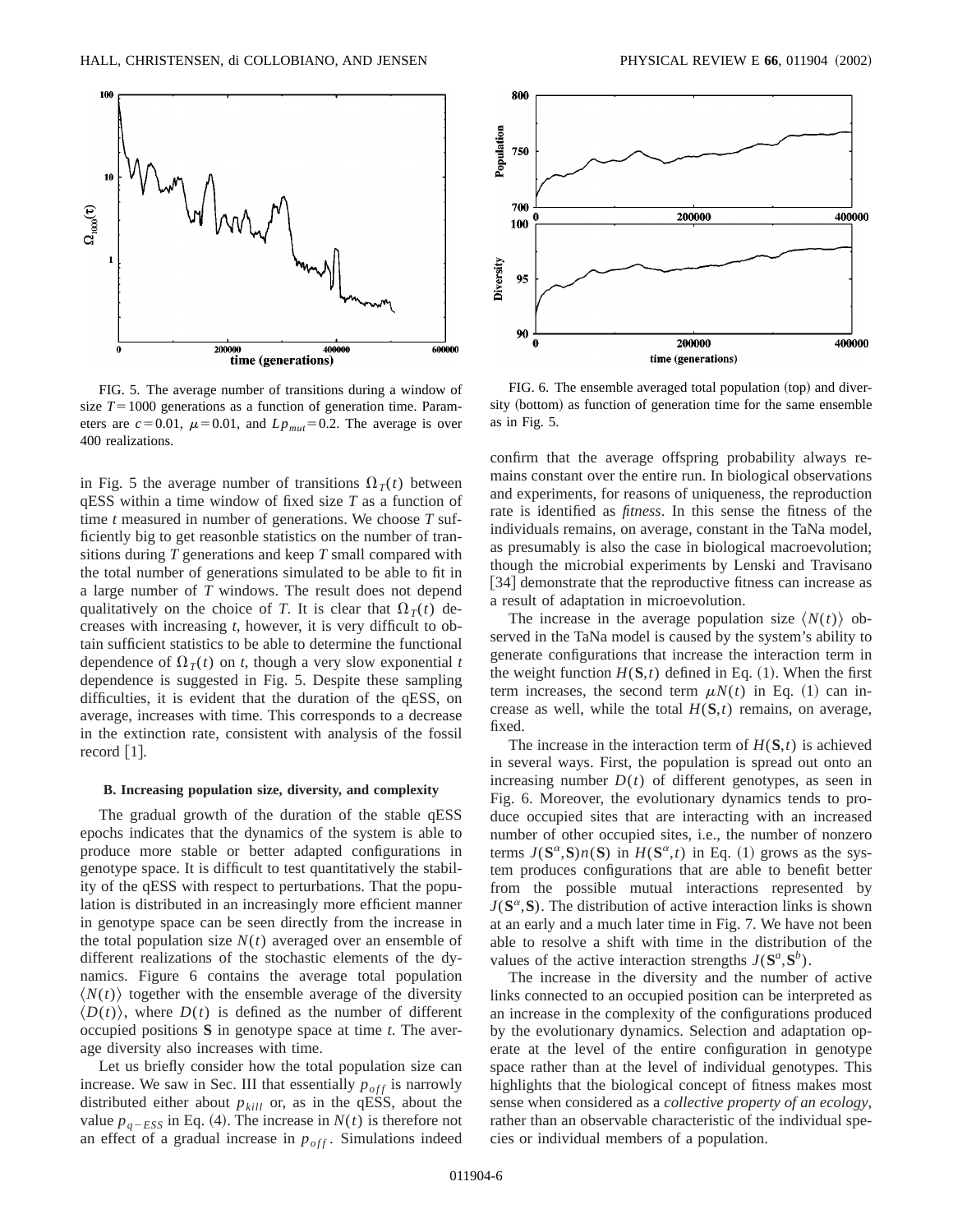100

10

1

0 200000 400000 600000

time (generations)

$\Omega_{1000}(\tau)$

FIG. 5. The average number of transitions during a window of size $T=1000$ generations as a function of generation time. Parameters are $c=0.01$, $\mu=0.01$, and $Lp_{mut}=0.2$. The average is over 400 realizations.

800

750

700

Population

0 200000 400000

100

95

90

Diversity

0 200000 400000

time (generations)

FIG. 6. The ensemble averaged total population (top) and diversity (bottom) as function of generation time for the same ensemble as in Fig. 5.

in Fig. 5 the average number of transitions $\Omega_T(t)$ between qESS within a time window of fixed size $T$ as a function of time $t$ measured in number of generations. We choose $T$ sufficiently big to get reasonble statistics on the number of transitions during $T$ generations and keep $T$ small compared with the total number of generations simulated to be able to fit in a large number of $T$ windows. The result does not depend qualitatively on the choice of $T$. It is clear that $\Omega_T(t)$ decreases with increasing $t$, however, it is very difficult to obtain sufficient statistics to be able to determine the functional dependence of $\Omega_T(t)$ on $t$, though a very slow exponential $t$ dependence is suggested in Fig. 5. Despite these sampling difficulties, it is evident that the duration of the qESS, on average, increases with time. This corresponds to a decrease in the extinction rate, consistent with analysis of the fossil record [1].

### B. Increasing population size, diversity, and complexity

The gradual growth of the duration of the stable qESS epochs indicates that the dynamics of the system is able to produce more stable or better adapted configurations in genotype space. It is difficult to test quantitatively the stability of the qESS with respect to perturbations. That the population is distributed in an increasingly more efficient manner in genotype space can be seen directly from the increase in the total population size $N(t)$ averaged over an ensemble of different realizations of the stochastic elements of the dynamics. Figure 6 contains the average total population $\langle N(t)\rangle$ together with the ensemble average of the diversity $\langle D(t)\rangle$, where $D(t)$ is defined as the number of different occupied positions $\mathbf{S}$ in genotype space at time $t$. The average diversity also increases with time.

Let us briefly consider how the total population size can increase. We saw in Sec. III that essentially $p_{off}$ is narrowly distributed either about $p_{kill}$ or, as in the qESS, about the value $p_{q-ESS}$ in Eq. (4). The increase in $N(t)$ is therefore not an effect of a gradual increase in $p_{off}$. Simulations indeed confirm that the average offspring probability always remains constant over the entire run. In biological observations and experiments, for reasons of uniqueness, the reproduction rate is identified as *fitness*. In this sense the fitness of the individuals remains, on average, constant in the TaNa model, as presumably is also the case in biological macroevolution; though the microbial experiments by Lenski and Travisano [34] demonstrate that the reproductive fitness can increase as a result of adaptation in microevolution.

The increase in the average population size $\langle N(t)\rangle$ observed in the TaNa model is caused by the system's ability to generate configurations that increase the interaction term in the weight function $H(\mathbf{S},t)$ defined in Eq. (1). When the first term increases, the second term $\mu N(t)$ in Eq. (1) can increase as well, while the total $H(\mathbf{S},t)$ remains, on average, fixed.

The increase in the interaction term of $H(\mathbf{S},t)$ is achieved in several ways. First, the population is spread out onto an increasing number $D(t)$ of different genotypes, as seen in Fig. 6. Moreover, the evolutionary dynamics tends to produce occupied sites that are interacting with an increased number of other occupied sites, i.e., the number of nonzero terms $J(\mathbf{S}^\alpha,\mathbf{S})n(\mathbf{S})$ in $H(\mathbf{S}^\alpha,t)$ in Eq. (1) grows as the system produces configurations that are able to benefit better from the possible mutual interactions represented by $J(\mathbf{S}^\alpha,\mathbf{S})$. The distribution of active interaction links is shown at an early and a much later time in Fig. 7. We have not been able to resolve a shift with time in the distribution of the values of the active interaction strengths $J(\mathbf{S}^a,\mathbf{S}^b)$.

The increase in the diversity and the number of active links connected to an occupied position can be interpreted as an increase in the complexity of the configurations produced by the evolutionary dynamics. Selection and adaptation operate at the level of the entire configuration in genotype space rather than at the level of individual genotypes. This highlights that the biological concept of fitness makes most sense when considered as a *collective property of an ecology*, rather than an observable characteristic of the individual species or individual members of a population.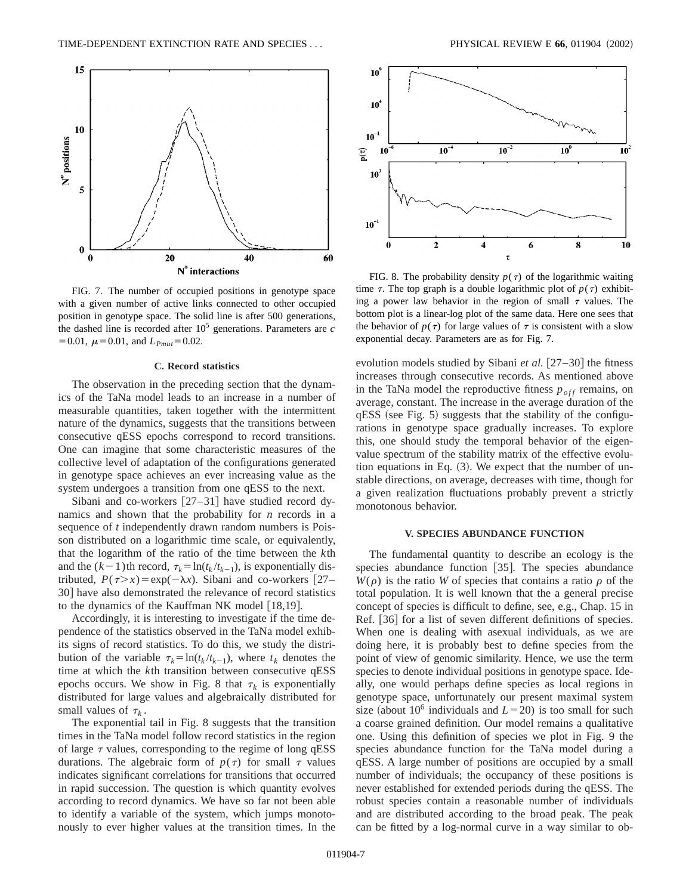15

10

N° positions

5

0

0 20 40 60

N° interactions

FIG. 7. The number of occupied positions in genotype space with a given number of active links connected to other occupied position in genotype space. The solid line is after 500 generations, the dashed line is recorded after $10^5$ generations. Parameters are $c = 0.01$, $\mu = 0.01$, and $L_{Pmut} = 0.02$.

### C. Record statistics

The observation in the preceding section that the dynamics of the TaNa model leads to an increase in a number of measurable quantities, taken together with the intermittent nature of the dynamics, suggests that the transitions between consecutive qESS epochs correspond to record transitions. One can imagine that some characteristic measures of the collective level of adaptation of the configurations generated in genotype space achieves an ever increasing value as the system undergoes a transition from one qESS to the next.

Sibani and co-workers [27–31] have studied record dynamics and shown that the probability for $n$ records in a sequence of $t$ independently drawn random numbers is Poisson distributed on a logarithmic time scale, or equivalently, that the logarithm of the ratio of the time between the $k$th and the $(k-1)$th record, $\tau_k = \ln(t_k/t_{k-1})$, is exponentially distributed, $P(\tau > x) = \exp(-\lambda x)$. Sibani and co-workers [27–30] have also demonstrated the relevance of record statistics to the dynamics of the Kauffman NK model [18,19].

Accordingly, it is interesting to investigate if the time dependence of the statistics observed in the TaNa model exhibits signs of record statistics. To do this, we study the distribution of the variable $\tau_k = \ln(t_k/t_{k-1})$, where $t_k$ denotes the time at which the $k$th transition between consecutive qESS epochs occurs. We show in Fig. 8 that $\tau_k$ is exponentially distributed for large values and algebraically distributed for small values of $\tau_k$.

The exponential tail in Fig. 8 suggests that the transition times in the TaNa model follow record statistics in the region of large $\tau$ values, corresponding to the regime of long qESS durations. The algebraic form of $p(\tau)$ for small $\tau$ values indicates significant correlations for transitions that occurred in rapid succession. The question is which quantity evolves according to record dynamics. We have so far not been able to identify a variable of the system, which jumps monotonously to ever higher values at the transition times. In the

$10^9$

$10^4$

$10^{-1}$

$10^{-6}$ $10^{-4}$ $10^{-2}$ $10^0$ $10^2$

$p(\tau)$

$10^3$

$10^{-1}$

0 2 4 6 8 10

$\tau$

FIG. 8. The probability density $p(\tau)$ of the logarithmic waiting time $\tau$. The top graph is a double logarithmic plot of $p(\tau)$ exhibiting a power law behavior in the region of small $\tau$ values. The bottom plot is a linear-log plot of the same data. Here one sees that the behavior of $p(\tau)$ for large values of $\tau$ is consistent with a slow exponential decay. Parameters are as for Fig. 7.

evolution models studied by Sibani *et al.* [27–30] the fitness increases through consecutive records. As mentioned above in the TaNa model the reproductive fitness $p_{off}$ remains, on average, constant. The increase in the average duration of the qESS (see Fig. 5) suggests that the stability of the configurations in genotype space gradually increases. To explore this, one should study the temporal behavior of the eigenvalue spectrum of the stability matrix of the effective evolution equations in Eq. (3). We expect that the number of unstable directions, on average, decreases with time, though for a given realization fluctuations probably prevent a strictly monotonous behavior.

## V. SPECIES ABUNDANCE FUNCTION

The fundamental quantity to describe an ecology is the species abundance function [35]. The species abundance $W(\rho)$ is the ratio $W$ of species that contains a ratio $\rho$ of the total population. It is well known that the a general precise concept of species is difficult to define, see, e.g., Chap. 15 in Ref. [36] for a list of seven different definitions of species. When one is dealing with asexual individuals, as we are doing here, it is probably best to define species from the point of view of genomic similarity. Hence, we use the term species to denote individual positions in genotype space. Ideally, one would perhaps define species as local regions in genotype space, unfortunately our present maximal system size (about $10^6$ individuals and $L=20$) is too small for such a coarse grained definition. Our model remains a qualitative one. Using this definition of species we plot in Fig. 9 the species abundance function for the TaNa model during a qESS. A large number of positions are occupied by a small number of individuals; the occupancy of these positions is never established for extended periods during the qESS. The robust species contain a reasonable number of individuals and are distributed according to the broad peak. The peak can be fitted by a log-normal curve in a way similar to ob-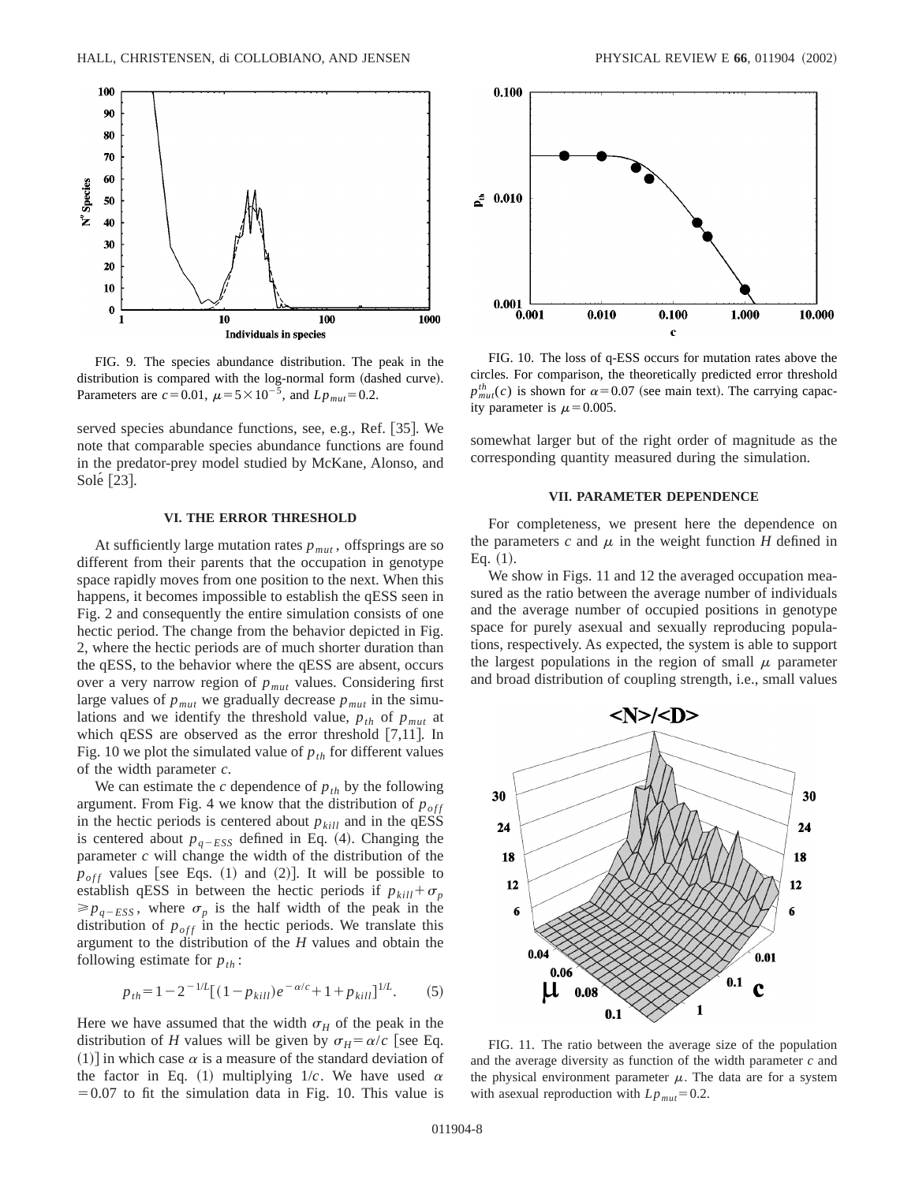100
90
80
70
60
50
40
30
20
10
0
N° Species
1
10
100
1000
Individuals in species

FIG. 9. The species abundance distribution. The peak in the distribution is compared with the log-normal form (dashed curve). Parameters are $c=0.01$, $\mu=5\times10^{-5}$, and $Lp_{mut}=0.2$.

served species abundance functions, see, e.g., Ref. [35]. We note that comparable species abundance functions are found in the predator-prey model studied by McKane, Alonso, and Solé [23].

## VI. THE ERROR THRESHOLD

At sufficiently large mutation rates $p_{mut}$, offsprings are so different from their parents that the occupation in genotype space rapidly moves from one position to the next. When this happens, it becomes impossible to establish the qESS seen in Fig. 2 and consequently the entire simulation consists of one hectic period. The change from the behavior depicted in Fig. 2, where the hectic periods are of much shorter duration than the qESS, to the behavior where the qESS are absent, occurs over a very narrow region of $p_{mut}$ values. Considering first large values of $p_{mut}$ we gradually decrease $p_{mut}$ in the simulations and we identify the threshold value, $p_{th}$ of $p_{mut}$ at which qESS are observed as the error threshold [7,11]. In Fig. 10 we plot the simulated value of $p_{th}$ for different values of the width parameter $c$.

We can estimate the $c$ dependence of $p_{th}$ by the following argument. From Fig. 4 we know that the distribution of $p_{off}$ in the hectic periods is centered about $p_{kill}$ and in the qESS is centered about $p_{q-ESS}$ defined in Eq. (4). Changing the parameter $c$ will change the width of the distribution of the $p_{off}$ values [see Eqs. (1) and (2)]. It will be possible to establish qESS in between the hectic periods if $p_{kill}+\sigma_p \geq p_{q-ESS}$, where $\sigma_p$ is the half width of the peak in the distribution of $p_{off}$ in the hectic periods. We translate this argument to the distribution of the $H$ values and obtain the following estimate for $p_{th}$:

$$p_{th}=1-2^{-1/L}[(1-p_{kill})e^{-\alpha/c}+1+p_{kill}]^{1/L}. \quad (5)$$

Here we have assumed that the width $\sigma_H$ of the peak in the distribution of $H$ values will be given by $\sigma_H=\alpha/c$ [see Eq. (1)] in which case $\alpha$ is a measure of the standard deviation of the factor in Eq. (1) multiplying $1/c$. We have used $\alpha=0.07$ to fit the simulation data in Fig. 10. This value is somewhat larger but of the right order of magnitude as the corresponding quantity measured during the simulation.

0.100
0.010
0.001
$p_{th}$
0.001
0.010
0.100
1.000
10.000
c

FIG. 10. The loss of q-ESS occurs for mutation rates above the circles. For comparison, the theoretically predicted error threshold $p_{mut}^{th}(c)$ is shown for $\alpha=0.07$ (see main text). The carrying capacity parameter is $\mu=0.005$.

## VII. PARAMETER DEPENDENCE

For completeness, we present here the dependence on the parameters $c$ and $\mu$ in the weight function $H$ defined in Eq. (1).

We show in Figs. 11 and 12 the averaged occupation measured as the ratio between the average number of individuals and the average number of occupied positions in genotype space for purely asexual and sexually reproducing populations, respectively. As expected, the system is able to support the largest populations in the region of small $\mu$ parameter and broad distribution of coupling strength, i.e., small values

<N>/<D>
30
24
18
12
6
30
24
18
12
6
0.04
0.06
μ
0.08
0.1
0.01
0.1
c
1

FIG. 11. The ratio between the average size of the population and the average diversity as function of the width parameter $c$ and the physical environment parameter $\mu$. The data are for a system with asexual reproduction with $Lp_{mut}=0.2$.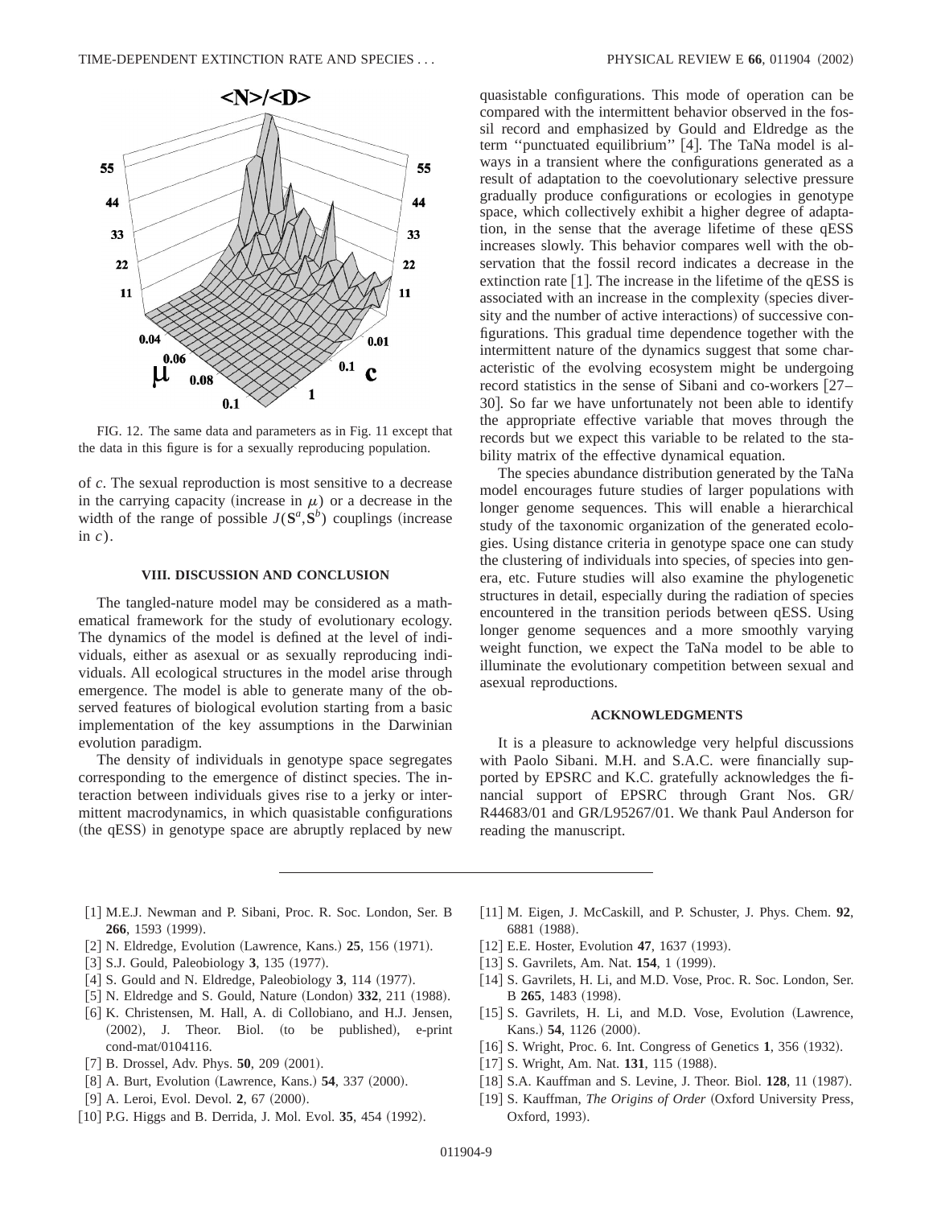<N>/<D>

55

44

33

22

11

0.04

0.06

$\mu$

0.08

0.1

0.01

0.1

c

1

FIG. 12. The same data and parameters as in Fig. 11 except that the data in this figure is for a sexually reproducing population.

of $c$. The sexual reproduction is most sensitive to a decrease in the carrying capacity (increase in $\mu$) or a decrease in the width of the range of possible $J(\mathbf{S}^a,\mathbf{S}^b)$ couplings (increase in $c$).

## VIII. DISCUSSION AND CONCLUSION

The tangled-nature model may be considered as a mathematical framework for the study of evolutionary ecology. The dynamics of the model is defined at the level of individuals, either as asexual or as sexually reproducing individuals. All ecological structures in the model arise through emergence. The model is able to generate many of the observed features of biological evolution starting from a basic implementation of the key assumptions in the Darwinian evolution paradigm.

The density of individuals in genotype space segregates corresponding to the emergence of distinct species. The interaction between individuals gives rise to a jerky or intermittent macrodynamics, in which quasistable configurations (the qESS) in genotype space are abruptly replaced by new quasistable configurations. This mode of operation can be compared with the intermittent behavior observed in the fossil record and emphasized by Gould and Eldredge as the term "punctuated equilibrium" [4]. The TaNa model is always in a transient where the configurations generated as a result of adaptation to the coevolutionary selective pressure gradually produce configurations or ecologies in genotype space, which collectively exhibit a higher degree of adaptation, in the sense that the average lifetime of these qESS increases slowly. This behavior compares well with the observation that the fossil record indicates a decrease in the extinction rate [1]. The increase in the lifetime of the qESS is associated with an increase in the complexity (species diversity and the number of active interactions) of successive configurations. This gradual time dependence together with the intermittent nature of the dynamics suggest that some characteristic of the evolving ecosystem might be undergoing record statistics in the sense of Sibani and co-workers [27–30]. So far we have unfortunately not been able to identify the appropriate effective variable that moves through the records but we expect this variable to be related to the stability matrix of the effective dynamical equation.

The species abundance distribution generated by the TaNa model encourages future studies of larger populations with longer genome sequences. This will enable a hierarchical study of the taxonomic organization of the generated ecologies. Using distance criteria in genotype space one can study the clustering of individuals into species, of species into genera, etc. Future studies will also examine the phylogenetic structures in detail, especially during the radiation of species encountered in the transition periods between qESS. Using longer genome sequences and a more smoothly varying weight function, we expect the TaNa model to be able to illuminate the evolutionary competition between sexual and asexual reproductions.

## ACKNOWLEDGMENTS

It is a pleasure to acknowledge very helpful discussions with Paolo Sibani. M.H. and S.A.C. were financially supported by EPSRC and K.C. gratefully acknowledges the financial support of EPSRC through Grant Nos. GR/R44683/01 and GR/L95267/01. We thank Paul Anderson for reading the manuscript.

---

[1] M.E.J. Newman and P. Sibani, Proc. R. Soc. London, Ser. B **266**, 1593 (1999).
[2] N. Eldredge, Evolution (Lawrence, Kans.) **25**, 156 (1971).
[3] S.J. Gould, Paleobiology **3**, 135 (1977).
[4] S. Gould and N. Eldredge, Paleobiology **3**, 114 (1977).
[5] N. Eldredge and S. Gould, Nature (London) **332**, 211 (1988).
[6] K. Christensen, M. Hall, A. di Collobiano, and H.J. Jensen, (2002), J. Theor. Biol. (to be published), e-print cond-mat/0104116.
[7] B. Drossel, Adv. Phys. **50**, 209 (2001).
[8] A. Burt, Evolution (Lawrence, Kans.) **54**, 337 (2000).
[9] A. Leroi, Evol. Devol. **2**, 67 (2000).
[10] P.G. Higgs and B. Derrida, J. Mol. Evol. **35**, 454 (1992).
[11] M. Eigen, J. McCaskill, and P. Schuster, J. Phys. Chem. **92**, 6881 (1988).
[12] E.E. Hoster, Evolution **47**, 1637 (1993).
[13] S. Gavrilets, Am. Nat. **154**, 1 (1999).
[14] S. Gavrilets, H. Li, and M.D. Vose, Proc. R. Soc. London, Ser. B **265**, 1483 (1998).
[15] S. Gavrilets, H. Li, and M.D. Vose, Evolution (Lawrence, Kans.) **54**, 1126 (2000).
[16] S. Wright, Proc. 6. Int. Congress of Genetics **1**, 356 (1932).
[17] S. Wright, Am. Nat. **131**, 115 (1988).
[18] S.A. Kauffman and S. Levine, J. Theor. Biol. **128**, 11 (1987).
[19] S. Kauffman, *The Origins of Order* (Oxford University Press, Oxford, 1993).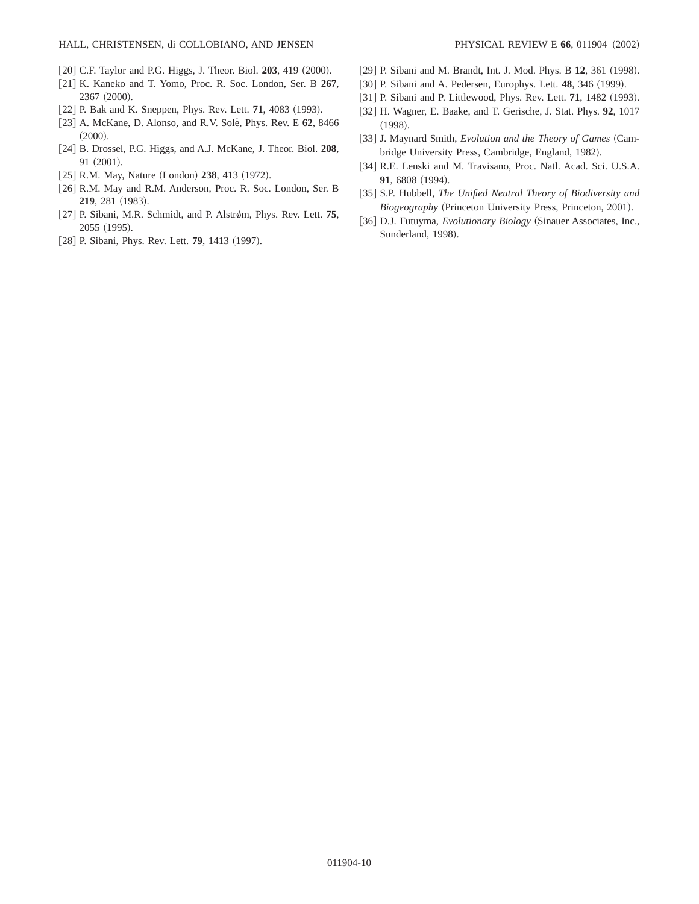[20] C.F. Taylor and P.G. Higgs, J. Theor. Biol. **203**, 419 (2000).

[21] K. Kaneko and T. Yomo, Proc. R. Soc. London, Ser. B **267**, 2367 (2000).

[22] P. Bak and K. Sneppen, Phys. Rev. Lett. **71**, 4083 (1993).

[23] A. McKane, D. Alonso, and R.V. Solé, Phys. Rev. E **62**, 8466 (2000).

[24] B. Drossel, P.G. Higgs, and A.J. McKane, J. Theor. Biol. **208**, 91 (2001).

[25] R.M. May, Nature (London) **238**, 413 (1972).

[26] R.M. May and R.M. Anderson, Proc. R. Soc. London, Ser. B **219**, 281 (1983).

[27] P. Sibani, M.R. Schmidt, and P. Alstrøm, Phys. Rev. Lett. **75**, 2055 (1995).

[28] P. Sibani, Phys. Rev. Lett. **79**, 1413 (1997).

[29] P. Sibani and M. Brandt, Int. J. Mod. Phys. B **12**, 361 (1998).

[30] P. Sibani and A. Pedersen, Europhys. Lett. **48**, 346 (1999).

[31] P. Sibani and P. Littlewood, Phys. Rev. Lett. **71**, 1482 (1993).

[32] H. Wagner, E. Baake, and T. Gerische, J. Stat. Phys. **92**, 1017 (1998).

[33] J. Maynard Smith, *Evolution and the Theory of Games* (Cambridge University Press, Cambridge, England, 1982).

[34] R.E. Lenski and M. Travisano, Proc. Natl. Acad. Sci. U.S.A. **91**, 6808 (1994).

[35] S.P. Hubbell, *The Unified Neutral Theory of Biodiversity and Biogeography* (Princeton University Press, Princeton, 2001).

[36] D.J. Futuyma, *Evolutionary Biology* (Sinauer Associates, Inc., Sunderland, 1998).